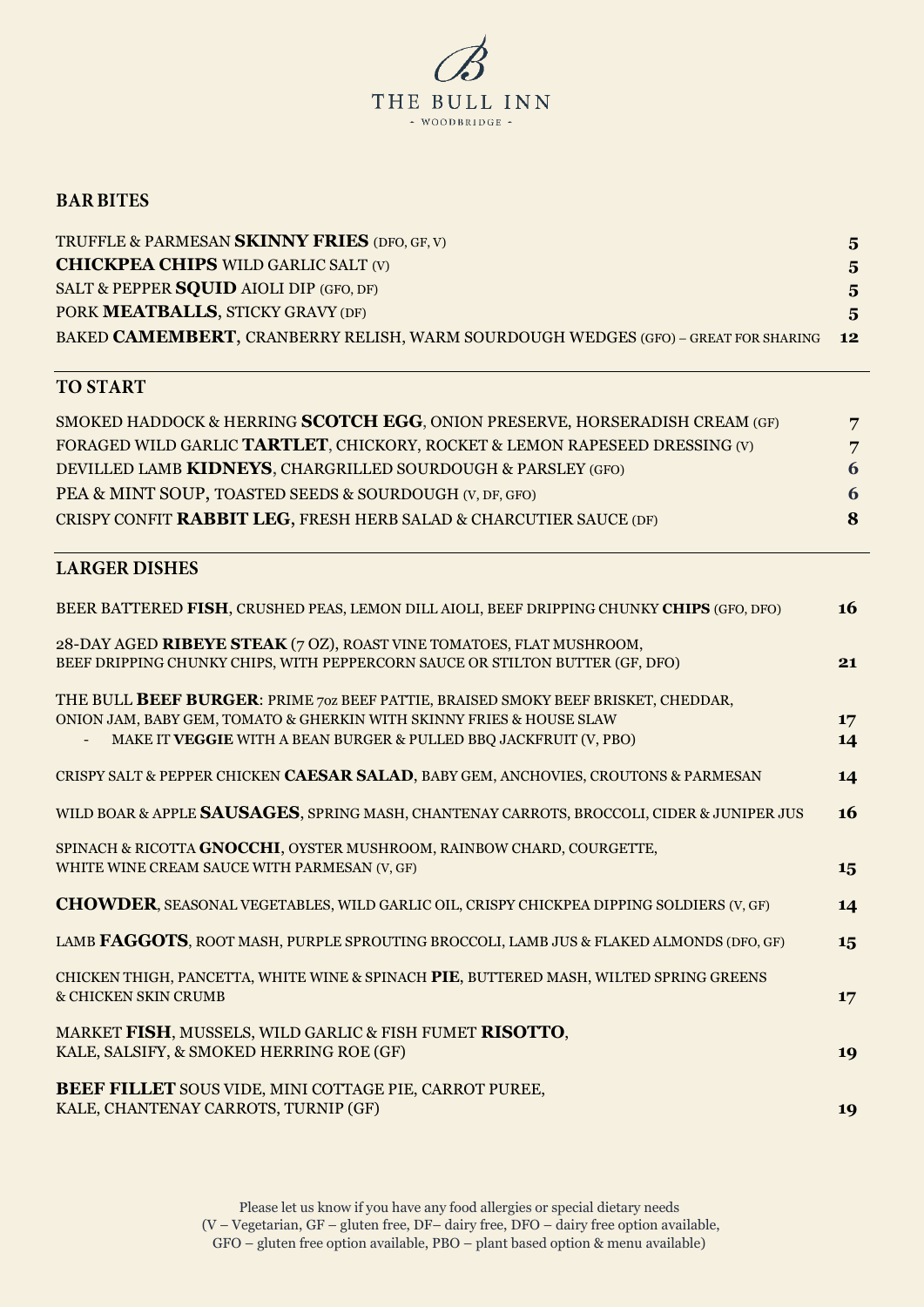# THE BULL INN

WOODBRIDGE

## BAR BITES

TRUFFLE & PARMESAN **SKINNY FRIES** (DFO, GF, V) **5**

**CHICKPEA CHIPS** WILD GARLIC SALT (V) **5**

SALT & PEPPER **SQUID** AIOLI DIP (GFO, DF) **5**

PORK **MEATBALLS**, STICKY GRAVY (DF) **5**

BAKED **CAMEMBERT**, CRANBERRY RELISH, WARM SOURDOUGH WEDGES (GFO) – GREAT FOR SHARING **12**

## TO START

SMOKED HADDOCK & HERRING **SCOTCH EGG**, ONION PRESERVE, HORSERADISH CREAM (GF) **7**

FORAGED WILD GARLIC **TARTLET**, CHICKORY, ROCKET & LEMON RAPESEED DRESSING (V) **7**

DEVILLED LAMB **KIDNEYS**, CHARGRILLED SOURDOUGH & PARSLEY (GFO) **6**

PEA & MINT SOUP, TOASTED SEEDS & SOURDOUGH (V, DF, GFO) **6**

CRISPY CONFIT **RABBIT LEG**, FRESH HERB SALAD & CHARCUTIER SAUCE (DF) **8**

## LARGER DISHES

BEER BATTERED **FISH**, CRUSHED PEAS, LEMON DILL AIOLI, BEEF DRIPPING CHUNKY **CHIPS** (GFO, DFO) **16**

28-DAY AGED **RIBEYE STEAK** (7 OZ), ROAST VINE TOMATOES, FLAT MUSHROOM,
BEEF DRIPPING CHUNKY CHIPS, WITH PEPPERCORN SAUCE OR STILTON BUTTER (GF, DFO) **21**

THE BULL **BEEF BURGER**: PRIME 7oz BEEF PATTIE, BRAISED SMOKY BEEF BRISKET, CHEDDAR,
ONION JAM, BABY GEM, TOMATO & GHERKIN WITH SKINNY FRIES & HOUSE SLAW **17**

- MAKE IT **VEGGIE** WITH A BEAN BURGER & PULLED BBQ JACKFRUIT (V, PBO) **14**

CRISPY SALT & PEPPER CHICKEN **CAESAR SALAD**, BABY GEM, ANCHOVIES, CROUTONS & PARMESAN **14**

WILD BOAR & APPLE **SAUSAGES**, SPRING MASH, CHANTENAY CARROTS, BROCCOLI, CIDER & JUNIPER JUS **16**

SPINACH & RICOTTA **GNOCCHI**, OYSTER MUSHROOM, RAINBOW CHARD, COURGETTE,
WHITE WINE CREAM SAUCE WITH PARMESAN (V, GF) **15**

**CHOWDER**, SEASONAL VEGETABLES, WILD GARLIC OIL, CRISPY CHICKPEA DIPPING SOLDIERS (V, GF) **14**

LAMB **FAGGOTS**, ROOT MASH, PURPLE SPROUTING BROCCOLI, LAMB JUS & FLAKED ALMONDS (DFO, GF) **15**

CHICKEN THIGH, PANCETTA, WHITE WINE & SPINACH **PIE**, BUTTERED MASH, WILTED SPRING GREENS
& CHICKEN SKIN CRUMB **17**

MARKET **FISH**, MUSSELS, WILD GARLIC & FISH FUMET **RISOTTO**,
KALE, SALSIFY, & SMOKED HERRING ROE (GF) **19**

**BEEF FILLET** SOUS VIDE, MINI COTTAGE PIE, CARROT PUREE,
KALE, CHANTENAY CARROTS, TURNIP (GF) **19**

Please let us know if you have any food allergies or special dietary needs
(V – Vegetarian, GF – gluten free, DF– dairy free, DFO – dairy free option available,
GFO – gluten free option available, PBO – plant based option & menu available)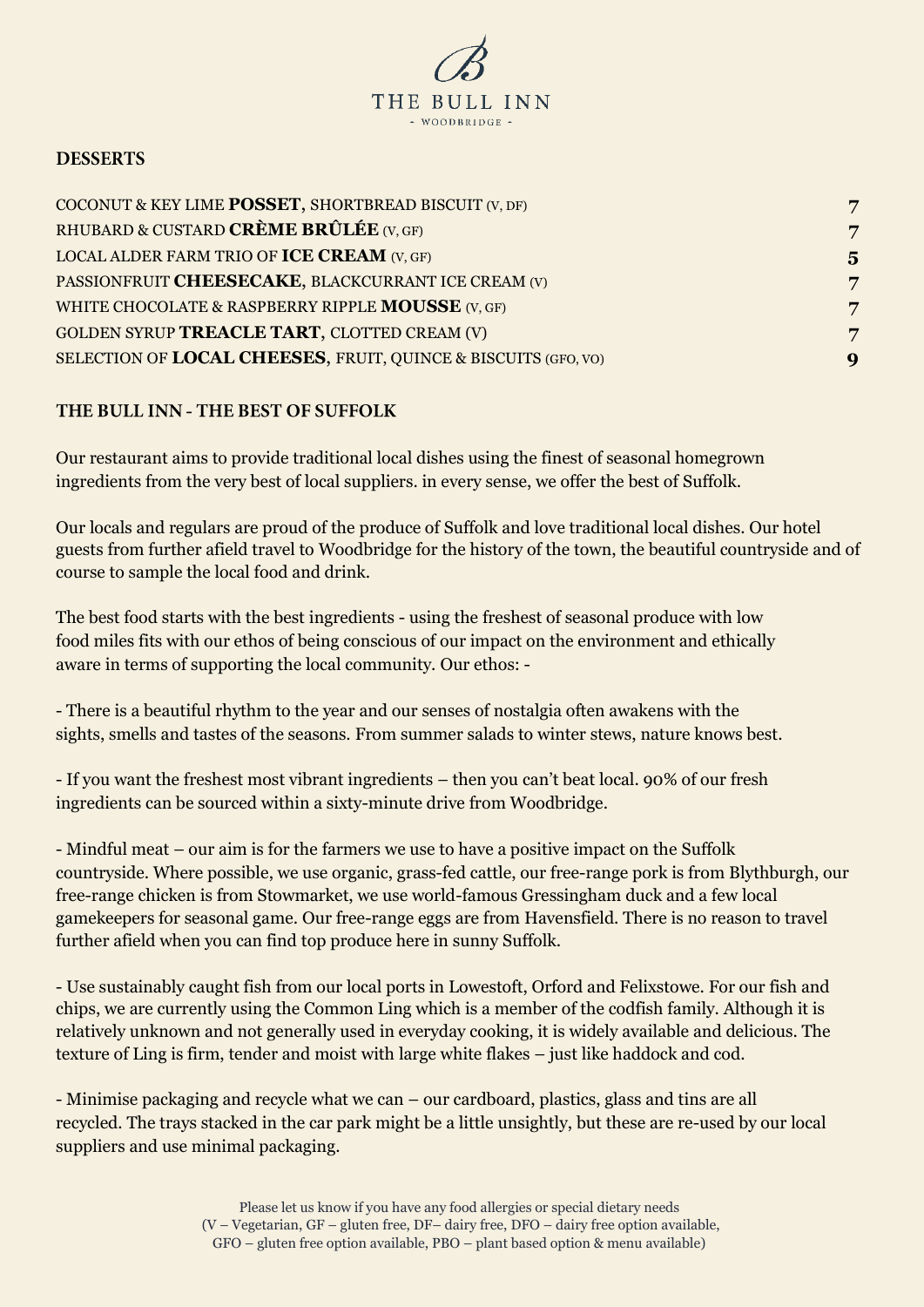THE BULL INN

- WOODBRIDGE -

## DESSERTS

| | |
|---|---|
| COCONUT & KEY LIME **POSSET**, SHORTBREAD BISCUIT (V, DF) | 7 |
| RHUBARD & CUSTARD **CRÈME BRÛLÉE** (V, GF) | 7 |
| LOCAL ALDER FARM TRIO OF **ICE CREAM** (V, GF) | 5 |
| PASSIONFRUIT **CHEESECAKE**, BLACKCURRANT ICE CREAM (V) | 7 |
| WHITE CHOCOLATE & RASPBERRY RIPPLE **MOUSSE** (V, GF) | 7 |
| GOLDEN SYRUP **TREACLE TART**, CLOTTED CREAM (V) | 7 |
| SELECTION OF **LOCAL CHEESES**, FRUIT, QUINCE & BISCUITS (GFO, VO) | 9 |

## THE BULL INN - THE BEST OF SUFFOLK

Our restaurant aims to provide traditional local dishes using the finest of seasonal homegrown ingredients from the very best of local suppliers. in every sense, we offer the best of Suffolk.

Our locals and regulars are proud of the produce of Suffolk and love traditional local dishes. Our hotel guests from further afield travel to Woodbridge for the history of the town, the beautiful countryside and of course to sample the local food and drink.

The best food starts with the best ingredients - using the freshest of seasonal produce with low food miles fits with our ethos of being conscious of our impact on the environment and ethically aware in terms of supporting the local community. Our ethos: -

- There is a beautiful rhythm to the year and our senses of nostalgia often awakens with the sights, smells and tastes of the seasons. From summer salads to winter stews, nature knows best.

- If you want the freshest most vibrant ingredients – then you can't beat local. 90% of our fresh ingredients can be sourced within a sixty-minute drive from Woodbridge.

- Mindful meat – our aim is for the farmers we use to have a positive impact on the Suffolk countryside. Where possible, we use organic, grass-fed cattle, our free-range pork is from Blythburgh, our free-range chicken is from Stowmarket, we use world-famous Gressingham duck and a few local gamekeepers for seasonal game. Our free-range eggs are from Havensfield. There is no reason to travel further afield when you can find top produce here in sunny Suffolk.

- Use sustainably caught fish from our local ports in Lowestoft, Orford and Felixstowe. For our fish and chips, we are currently using the Common Ling which is a member of the codfish family. Although it is relatively unknown and not generally used in everyday cooking, it is widely available and delicious. The texture of Ling is firm, tender and moist with large white flakes – just like haddock and cod.

- Minimise packaging and recycle what we can – our cardboard, plastics, glass and tins are all recycled. The trays stacked in the car park might be a little unsightly, but these are re-used by our local suppliers and use minimal packaging.

Please let us know if you have any food allergies or special dietary needs
(V – Vegetarian, GF – gluten free, DF– dairy free, DFO – dairy free option available,
GFO – gluten free option available, PBO – plant based option & menu available)